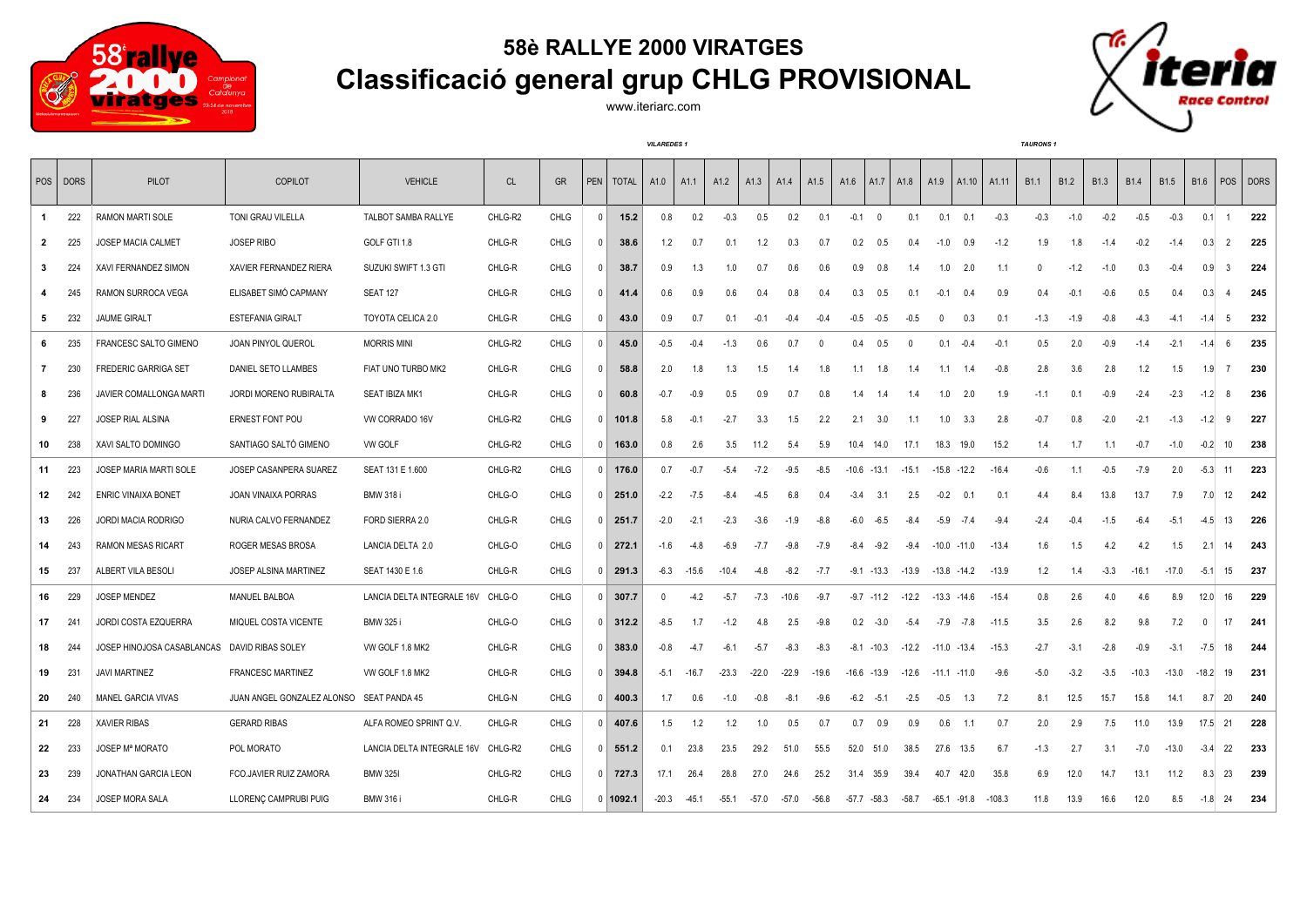# 58è RALLYE 2000 VIRATGES

## Classificació general grup CHLG PROVISIONAL

www.iteriarc.com

| POS | DORS | PILOT | COPILOT | VEHICLE | CL | GR | PEN | TOTAL | VILAREDES 1 A1.0 | A1.1 | A1.2 | A1.3 | A1.4 | A1.5 | A1.6 | A1.7 | A1.8 | A1.9 | A1.10 | A1.11 | TAURONS 1 B1.1 | B1.2 | B1.3 | B1.4 | B1.5 | B1.6 | POS | DORS |
|---|---|---|---|---|---|---|---|---|---|---|---|---|---|---|---|---|---|---|---|---|---|---|---|---|---|---|---|---|
| 1 | 222 | RAMON MARTI SOLE | TONI GRAU VILELLA | TALBOT SAMBA RALLYE | CHLG-R2 | CHLG | 0 | 15.2 | 0.8 | 0.2 | -0.3 | 0.5 | 0.2 | 0.1 | -0.1 | 0 | 0.1 | 0.1 | 0.1 | -0.3 | -0.3 | -1.0 | -0.2 | -0.5 | -0.3 | 0.1 | 1 | 222 |
| 2 | 225 | JOSEP MACIA CALMET | JOSEP RIBO | GOLF GTI 1.8 | CHLG-R | CHLG | 0 | 38.6 | 1.2 | 0.7 | 0.1 | 1.2 | 0.3 | 0.7 | 0.2 | 0.5 | 0.4 | -1.0 | 0.9 | -1.2 | 1.9 | 1.8 | -1.4 | -0.2 | -1.4 | 0.3 | 2 | 225 |
| 3 | 224 | XAVI FERNANDEZ SIMON | XAVIER FERNANDEZ RIERA | SUZUKI SWIFT 1.3 GTI | CHLG-R | CHLG | 0 | 38.7 | 0.9 | 1.3 | 1.0 | 0.7 | 0.6 | 0.6 | 0.9 | 0.8 | 1.4 | 1.0 | 2.0 | 1.1 | 0 | -1.2 | -1.0 | 0.3 | -0.4 | 0.9 | 3 | 224 |
| 4 | 245 | RAMON SURROCA VEGA | ELISABET SIMÓ CAPMANY | SEAT 127 | CHLG-R | CHLG | 0 | 41.4 | 0.6 | 0.9 | 0.6 | 0.4 | 0.8 | 0.4 | 0.3 | 0.5 | 0.1 | -0.1 | 0.4 | 0.9 | 0.4 | -0.1 | -0.6 | 0.5 | 0.4 | 0.3 | 4 | 245 |
| 5 | 232 | JAUME GIRALT | ESTEFANIA GIRALT | TOYOTA CELICA 2.0 | CHLG-R | CHLG | 0 | 43.0 | 0.9 | 0.7 | 0.1 | -0.1 | -0.4 | -0.4 | -0.5 | -0.5 | -0.5 | 0 | 0.3 | 0.1 | -1.3 | -1.9 | -0.8 | -4.3 | -4.1 | -1.4 | 5 | 232 |
| 6 | 235 | FRANCESC SALTO GIMENO | JOAN PINYOL QUEROL | MORRIS MINI | CHLG-R2 | CHLG | 0 | 45.0 | -0.5 | -0.4 | -1.3 | 0.6 | 0.7 | 0 | 0.4 | 0.5 | 0 | 0.1 | -0.4 | -0.1 | 0.5 | 2.0 | -0.9 | -1.4 | -2.1 | -1.4 | 6 | 235 |
| 7 | 230 | FREDERIC GARRIGA SET | DANIEL SETO LLAMBES | FIAT UNO TURBO MK2 | CHLG-R | CHLG | 0 | 58.8 | 2.0 | 1.8 | 1.3 | 1.5 | 1.4 | 1.8 | 1.1 | 1.8 | 1.4 | 1.1 | 1.4 | -0.8 | 2.8 | 3.6 | 2.8 | 1.2 | 1.5 | 1.9 | 7 | 230 |
| 8 | 236 | JAVIER COMALLONGA MARTI | JORDI MORENO RUBIRALTA | SEAT IBIZA MK1 | CHLG-R | CHLG | 0 | 60.8 | -0.7 | -0.9 | 0.5 | 0.9 | 0.7 | 0.8 | 1.4 | 1.4 | 1.4 | 1.0 | 2.0 | 1.9 | -1.1 | 0.1 | -0.9 | -2.4 | -2.3 | -1.2 | 8 | 236 |
| 9 | 227 | JOSEP RIAL ALSINA | ERNEST FONT POU | VW CORRADO 16V | CHLG-R2 | CHLG | 0 | 101.8 | 5.8 | -0.1 | -2.7 | 3.3 | 1.5 | 2.2 | 2.1 | 3.0 | 1.1 | 1.0 | 3.3 | 2.8 | -0.7 | 0.8 | -2.0 | -2.1 | -1.3 | -1.2 | 9 | 227 |
| 10 | 238 | XAVI SALTO DOMINGO | SANTIAGO SALTÓ GIMENO | VW GOLF | CHLG-R2 | CHLG | 0 | 163.0 | 0.8 | 2.6 | 3.5 | 11.2 | 5.4 | 5.9 | 10.4 | 14.0 | 17.1 | 18.3 | 19.0 | 15.2 | 1.4 | 1.7 | 1.1 | -0.7 | -1.0 | -0.2 | 10 | 238 |
| 11 | 223 | JOSEP MARIA MARTI SOLE | JOSEP CASANPERA SUAREZ | SEAT 131 E 1.600 | CHLG-R2 | CHLG | 0 | 176.0 | 0.7 | -0.7 | -5.4 | -7.2 | -9.5 | -8.5 | -10.6 | -13.1 | -15.1 | -15.8 | -12.2 | -16.4 | -0.6 | 1.1 | -0.5 | -7.9 | 2.0 | -5.3 | 11 | 223 |
| 12 | 242 | ENRIC VINAIXA BONET | JOAN VINAIXA PORRAS | BMW 318 i | CHLG-O | CHLG | 0 | 251.0 | -2.2 | -7.5 | -8.4 | -4.5 | 6.8 | 0.4 | -3.4 | 3.1 | 2.5 | -0.2 | 0.1 | 0.1 | 4.4 | 8.4 | 13.8 | 13.7 | 7.9 | 7.0 | 12 | 242 |
| 13 | 226 | JORDI MACIA RODRIGO | NURIA CALVO FERNANDEZ | FORD SIERRA 2.0 | CHLG-R | CHLG | 0 | 251.7 | -2.0 | -2.1 | -2.3 | -3.6 | -1.9 | -8.8 | -6.0 | -6.5 | -8.4 | -5.9 | -7.4 | -9.4 | -2.4 | -0.4 | -1.5 | -6.4 | -5.1 | -4.5 | 13 | 226 |
| 14 | 243 | RAMON MESAS RICART | ROGER MESAS BROSA | LANCIA DELTA 2.0 | CHLG-O | CHLG | 0 | 272.1 | -1.6 | -4.8 | -6.9 | -7.7 | -9.8 | -7.9 | -8.4 | -9.2 | -9.4 | -10.0 | -11.0 | -13.4 | 1.6 | 1.5 | 4.2 | 4.2 | 1.5 | 2.1 | 14 | 243 |
| 15 | 237 | ALBERT VILA BESOLI | JOSEP ALSINA MARTINEZ | SEAT 1430 E 1.6 | CHLG-R | CHLG | 0 | 291.3 | -6.3 | -15.6 | -10.4 | -4.8 | -8.2 | -7.7 | -9.1 | -13.3 | -13.9 | -13.8 | -14.2 | -13.9 | 1.2 | 1.4 | -3.3 | -16.1 | -17.0 | -5.1 | 15 | 237 |
| 16 | 229 | JOSEP MENDEZ | MANUEL BALBOA | LANCIA DELTA INTEGRALE 16V | CHLG-O | CHLG | 0 | 307.7 | 0 | -4.2 | -5.7 | -7.3 | -10.6 | -9.7 | -9.7 | -11.2 | -12.2 | -13.3 | -14.6 | -15.4 | 0.8 | 2.6 | 4.0 | 4.6 | 8.9 | 12.0 | 16 | 229 |
| 17 | 241 | JORDI COSTA EZQUERRA | MIQUEL COSTA VICENTE | BMW 325 i | CHLG-O | CHLG | 0 | 312.2 | -8.5 | 1.7 | -1.2 | 4.8 | 2.5 | -9.8 | 0.2 | -3.0 | -5.4 | -7.9 | -7.8 | -11.5 | 3.5 | 2.6 | 8.2 | 9.8 | 7.2 | 0 | 17 | 241 |
| 18 | 244 | JOSEP HINOJOSA CASABLANCAS | DAVID RIBAS SOLEY | VW GOLF 1.8 MK2 | CHLG-R | CHLG | 0 | 383.0 | -0.8 | -4.7 | -6.1 | -5.7 | -8.3 | -8.3 | -8.1 | -10.3 | -12.2 | -11.0 | -13.4 | -15.3 | -2.7 | -3.1 | -2.8 | -0.9 | -3.1 | -7.5 | 18 | 244 |
| 19 | 231 | JAVI MARTINEZ | FRANCESC MARTINEZ | VW GOLF 1.8 MK2 | CHLG-R | CHLG | 0 | 394.8 | -5.1 | -16.7 | -23.3 | -22.0 | -22.9 | -19.6 | -16.6 | -13.9 | -12.6 | -11.1 | -11.0 | -9.6 | -5.0 | -3.2 | -3.5 | -10.3 | -13.0 | -18.2 | 19 | 231 |
| 20 | 240 | MANEL GARCIA VIVAS | JUAN ANGEL GONZALEZ ALONSO | SEAT PANDA 45 | CHLG-N | CHLG | 0 | 400.3 | 1.7 | 0.6 | -1.0 | -0.8 | -8.1 | -9.6 | -6.2 | -5.1 | -2.5 | -0.5 | 1.3 | 7.2 | 8.1 | 12.5 | 15.7 | 15.8 | 14.1 | 8.7 | 20 | 240 |
| 21 | 228 | XAVIER RIBAS | GERARD RIBAS | ALFA ROMEO SPRINT Q.V. | CHLG-R | CHLG | 0 | 407.6 | 1.5 | 1.2 | 1.2 | 1.0 | 0.5 | 0.7 | 0.7 | 0.9 | 0.9 | 0.6 | 1.1 | 0.7 | 2.0 | 2.9 | 7.5 | 11.0 | 13.9 | 17.5 | 21 | 228 |
| 22 | 233 | JOSEP Mª MORATO | POL MORATO | LANCIA DELTA INTEGRALE 16V | CHLG-R2 | CHLG | 0 | 551.2 | 0.1 | 23.8 | 23.5 | 29.2 | 51.0 | 55.5 | 52.0 | 51.0 | 38.5 | 27.6 | 13.5 | 6.7 | -1.3 | 2.7 | 3.1 | -7.0 | -13.0 | -3.4 | 22 | 233 |
| 23 | 239 | JONATHAN GARCIA LEON | FCO.JAVIER RUIZ ZAMORA | BMW 325I | CHLG-R2 | CHLG | 0 | 727.3 | 17.1 | 26.4 | 28.8 | 27.0 | 24.6 | 25.2 | 31.4 | 35.9 | 39.4 | 40.7 | 42.0 | 35.8 | 6.9 | 12.0 | 14.7 | 13.1 | 11.2 | 8.3 | 23 | 239 |
| 24 | 234 | JOSEP MORA SALA | LLORENÇ CAMPRUBI PUIG | BMW 316 i | CHLG-R | CHLG | 0 | 1092.1 | -20.3 | -45.1 | -55.1 | -57.0 | -57.0 | -56.8 | -57.7 | -58.3 | -58.7 | -65.1 | -91.8 | -108.3 | 11.8 | 13.9 | 16.6 | 12.0 | 8.5 | -1.8 | 24 | 234 |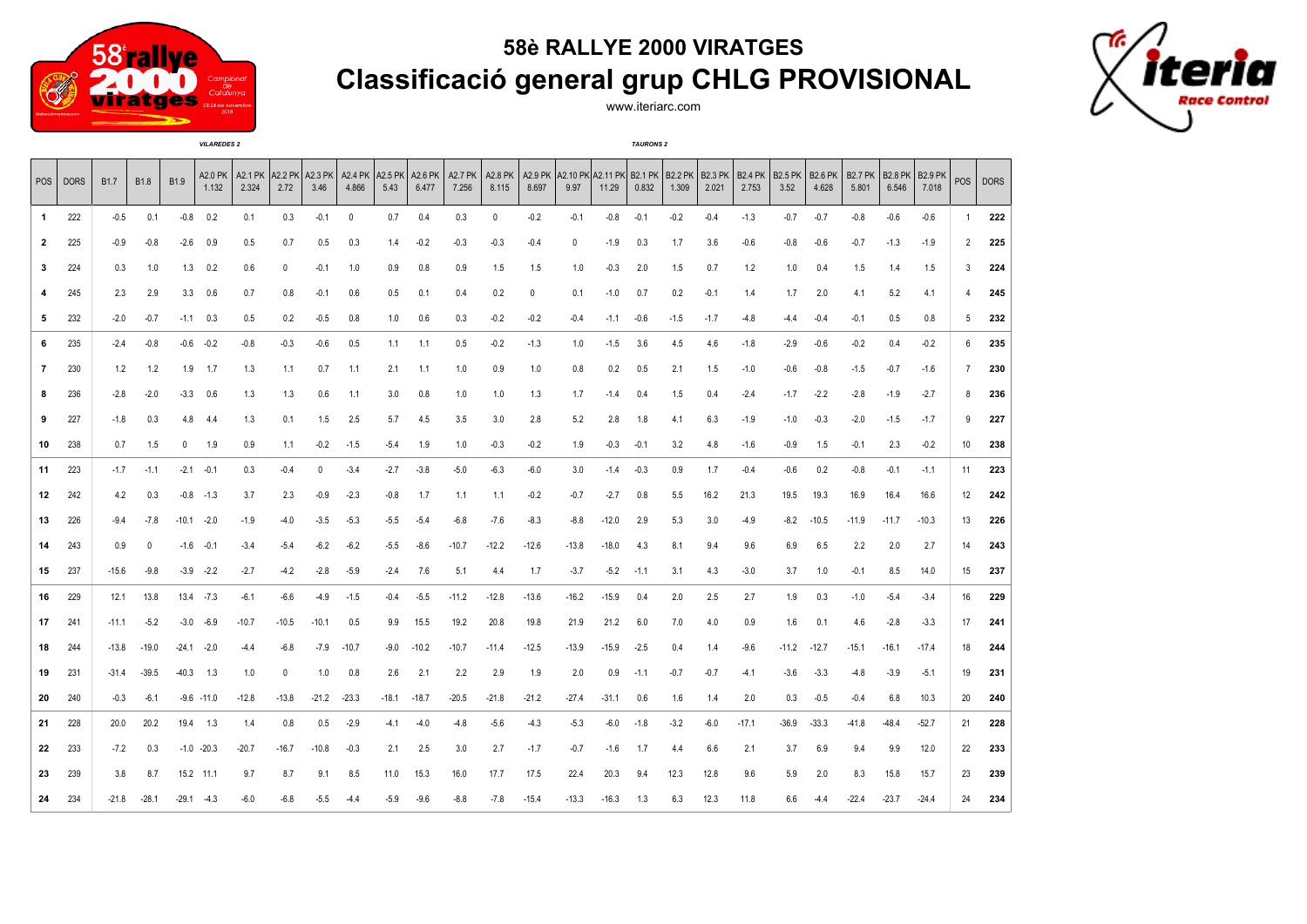# 58è RALLYE 2000 VIRATGES

## Classificació general grup CHLG PROVISIONAL

www.iteriarc.com

*VILAREDES 2* *TAURONS 2*

| POS | DORS | B1.7 | B1.8 | B1.9 | A2.0 PK 1.132 | A2.1 PK 2.324 | A2.2 PK 2.72 | A2.3 PK 3.46 | A2.4 PK 4.866 | A2.5 PK 5.43 | A2.6 PK 6.477 | A2.7 PK 7.256 | A2.8 PK 8.115 | A2.9 PK 8.697 | A2.10 PK 9.97 | A2.11 PK 11.29 | B2.1 PK 0.832 | B2.2 PK 1.309 | B2.3 PK 2.021 | B2.4 PK 2.753 | B2.5 PK 3.52 | B2.6 PK 4.628 | B2.7 PK 5.801 | B2.8 PK 6.546 | B2.9 PK 7.018 | POS | DORS |
|---|---|---|---|---|---|---|---|---|---|---|---|---|---|---|---|---|---|---|---|---|---|---|---|---|---|---|---|
| 1 | 222 | -0.5 | 0.1 | -0.8 | 0.2 | 0.1 | 0.3 | -0.1 | 0 | 0.7 | 0.4 | 0.3 | 0 | -0.2 | -0.1 | -0.8 | -0.1 | -0.2 | -0.4 | -1.3 | -0.7 | -0.7 | -0.8 | -0.6 | -0.6 | 1 | 222 |
| 2 | 225 | -0.9 | -0.8 | -2.6 | 0.9 | 0.5 | 0.7 | 0.5 | 0.3 | 1.4 | -0.2 | -0.3 | -0.3 | -0.4 | 0 | -1.9 | 0.3 | 1.7 | 3.6 | -0.6 | -0.8 | -0.6 | -0.7 | -1.3 | -1.9 | 2 | 225 |
| 3 | 224 | 0.3 | 1.0 | 1.3 | 0.2 | 0.6 | 0 | -0.1 | 1.0 | 0.9 | 0.8 | 0.9 | 1.5 | 1.5 | 1.0 | -0.3 | 2.0 | 1.5 | 0.7 | 1.2 | 1.0 | 0.4 | 1.5 | 1.4 | 1.5 | 3 | 224 |
| 4 | 245 | 2.3 | 2.9 | 3.3 | 0.6 | 0.7 | 0.8 | -0.1 | 0.6 | 0.5 | 0.1 | 0.4 | 0.2 | 0 | 0.1 | -1.0 | 0.7 | 0.2 | -0.1 | 1.4 | 1.7 | 2.0 | 4.1 | 5.2 | 4.1 | 4 | 245 |
| 5 | 232 | -2.0 | -0.7 | -1.1 | 0.3 | 0.5 | 0.2 | -0.5 | 0.8 | 1.0 | 0.6 | 0.3 | -0.2 | -0.2 | -0.4 | -1.1 | -0.6 | -1.5 | -1.7 | -4.8 | -4.4 | -0.4 | -0.1 | 0.5 | 0.8 | 5 | 232 |
| 6 | 235 | -2.4 | -0.8 | -0.6 | -0.2 | -0.8 | -0.3 | -0.6 | 0.5 | 1.1 | 1.1 | 0.5 | -0.2 | -1.3 | 1.0 | -1.5 | 3.6 | 4.5 | 4.6 | -1.8 | -2.9 | -0.6 | -0.2 | 0.4 | -0.2 | 6 | 235 |
| 7 | 230 | 1.2 | 1.2 | 1.9 | 1.7 | 1.3 | 1.1 | 0.7 | 1.1 | 2.1 | 1.1 | 1.0 | 0.9 | 1.0 | 0.8 | 0.2 | 0.5 | 2.1 | 1.5 | -1.0 | -0.6 | -0.8 | -1.5 | -0.7 | -1.6 | 7 | 230 |
| 8 | 236 | -2.8 | -2.0 | -3.3 | 0.6 | 1.3 | 1.3 | 0.6 | 1.1 | 3.0 | 0.8 | 1.0 | 1.0 | 1.3 | 1.7 | -1.4 | 0.4 | 1.5 | 0.4 | -2.4 | -1.7 | -2.2 | -2.8 | -1.9 | -2.7 | 8 | 236 |
| 9 | 227 | -1.8 | 0.3 | 4.8 | 4.4 | 1.3 | 0.1 | 1.5 | 2.5 | 5.7 | 4.5 | 3.5 | 3.0 | 2.8 | 5.2 | 2.8 | 1.8 | 4.1 | 6.3 | -1.9 | -1.0 | -0.3 | -2.0 | -1.5 | -1.7 | 9 | 227 |
| 10 | 238 | 0.7 | 1.5 | 0 | 1.9 | 0.9 | 1.1 | -0.2 | -1.5 | -5.4 | 1.9 | 1.0 | -0.3 | -0.2 | 1.9 | -0.3 | -0.1 | 3.2 | 4.8 | -1.6 | -0.9 | 1.5 | -0.1 | 2.3 | -0.2 | 10 | 238 |
| 11 | 223 | -1.7 | -1.1 | -2.1 | -0.1 | 0.3 | -0.4 | 0 | -3.4 | -2.7 | -3.8 | -5.0 | -6.3 | -6.0 | 3.0 | -1.4 | -0.3 | 0.9 | 1.7 | -0.4 | -0.6 | 0.2 | -0.8 | -0.1 | -1.1 | 11 | 223 |
| 12 | 242 | 4.2 | 0.3 | -0.8 | -1.3 | 3.7 | 2.3 | -0.9 | -2.3 | -0.8 | 1.7 | 1.1 | 1.1 | -0.2 | -0.7 | -2.7 | 0.8 | 5.5 | 16.2 | 21.3 | 19.5 | 19.3 | 16.9 | 16.4 | 16.6 | 12 | 242 |
| 13 | 226 | -9.4 | -7.8 | -10.1 | -2.0 | -1.9 | -4.0 | -3.5 | -5.3 | -5.5 | -5.4 | -6.8 | -7.6 | -8.3 | -8.8 | -12.0 | 2.9 | 5.3 | 3.0 | -4.9 | -8.2 | -10.5 | -11.9 | -11.7 | -10.3 | 13 | 226 |
| 14 | 243 | 0.9 | 0 | -1.6 | -0.1 | -3.4 | -5.4 | -6.2 | -6.2 | -5.5 | -8.6 | -10.7 | -12.2 | -12.6 | -13.8 | -18.0 | 4.3 | 8.1 | 9.4 | 9.6 | 6.9 | 6.5 | 2.2 | 2.0 | 2.7 | 14 | 243 |
| 15 | 237 | -15.6 | -9.8 | -3.9 | -2.2 | -2.7 | -4.2 | -2.8 | -5.9 | -2.4 | 7.6 | 5.1 | 4.4 | 1.7 | -3.7 | -5.2 | -1.1 | 3.1 | 4.3 | -3.0 | 3.7 | 1.0 | -0.1 | 8.5 | 14.0 | 15 | 237 |
| 16 | 229 | 12.1 | 13.8 | 13.4 | -7.3 | -6.1 | -6.6 | -4.9 | -1.5 | -0.4 | -5.5 | -11.2 | -12.8 | -13.6 | -16.2 | -15.9 | 0.4 | 2.0 | 2.5 | 2.7 | 1.9 | 0.3 | -1.0 | -5.4 | -3.4 | 16 | 229 |
| 17 | 241 | -11.1 | -5.2 | -3.0 | -6.9 | -10.7 | -10.5 | -10.1 | 0.5 | 9.9 | 15.5 | 19.2 | 20.8 | 19.8 | 21.9 | 21.2 | 6.0 | 7.0 | 4.0 | 0.9 | 1.6 | 0.1 | 4.6 | -2.8 | -3.3 | 17 | 241 |
| 18 | 244 | -13.8 | -19.0 | -24.1 | -2.0 | -4.4 | -6.8 | -7.9 | -10.7 | -9.0 | -10.2 | -10.7 | -11.4 | -12.5 | -13.9 | -15.9 | -2.5 | 0.4 | 1.4 | -9.6 | -11.2 | -12.7 | -15.1 | -16.1 | -17.4 | 18 | 244 |
| 19 | 231 | -31.4 | -39.5 | -40.3 | 1.3 | 1.0 | 0 | 1.0 | 0.8 | 2.6 | 2.1 | 2.2 | 2.9 | 1.9 | 2.0 | 0.9 | -1.1 | -0.7 | -0.7 | -4.1 | -3.6 | -3.3 | -4.8 | -3.9 | -5.1 | 19 | 231 |
| 20 | 240 | -0.3 | -6.1 | -9.6 | -11.0 | -12.8 | -13.8 | -21.2 | -23.3 | -18.1 | -18.7 | -20.5 | -21.8 | -21.2 | -27.4 | -31.1 | 0.6 | 1.6 | 1.4 | 2.0 | 0.3 | -0.5 | -0.4 | 6.8 | 10.3 | 20 | 240 |
| 21 | 228 | 20.0 | 20.2 | 19.4 | 1.3 | 1.4 | 0.8 | 0.5 | -2.9 | -4.1 | -4.0 | -4.8 | -5.6 | -4.3 | -5.3 | -6.0 | -1.8 | -3.2 | -6.0 | -17.1 | -36.9 | -33.3 | -41.8 | -48.4 | -52.7 | 21 | 228 |
| 22 | 233 | -7.2 | 0.3 | -1.0 | -20.3 | -20.7 | -16.7 | -10.8 | -0.3 | 2.1 | 2.5 | 3.0 | 2.7 | -1.7 | -0.7 | -1.6 | 1.7 | 4.4 | 6.6 | 2.1 | 3.7 | 6.9 | 9.4 | 9.9 | 12.0 | 22 | 233 |
| 23 | 239 | 3.8 | 8.7 | 15.2 | 11.1 | 9.7 | 8.7 | 9.1 | 8.5 | 11.0 | 15.3 | 16.0 | 17.7 | 17.5 | 22.4 | 20.3 | 9.4 | 12.3 | 12.8 | 9.6 | 5.9 | 2.0 | 8.3 | 15.8 | 15.7 | 23 | 239 |
| 24 | 234 | -21.8 | -28.1 | -29.1 | -4.3 | -6.0 | -6.8 | -5.5 | -4.4 | -5.9 | -9.6 | -8.8 | -7.8 | -15.4 | -13.3 | -16.3 | 1.3 | 6.3 | 12.3 | 11.8 | 6.6 | -4.4 | -22.4 | -23.7 | -24.4 | 24 | 234 |